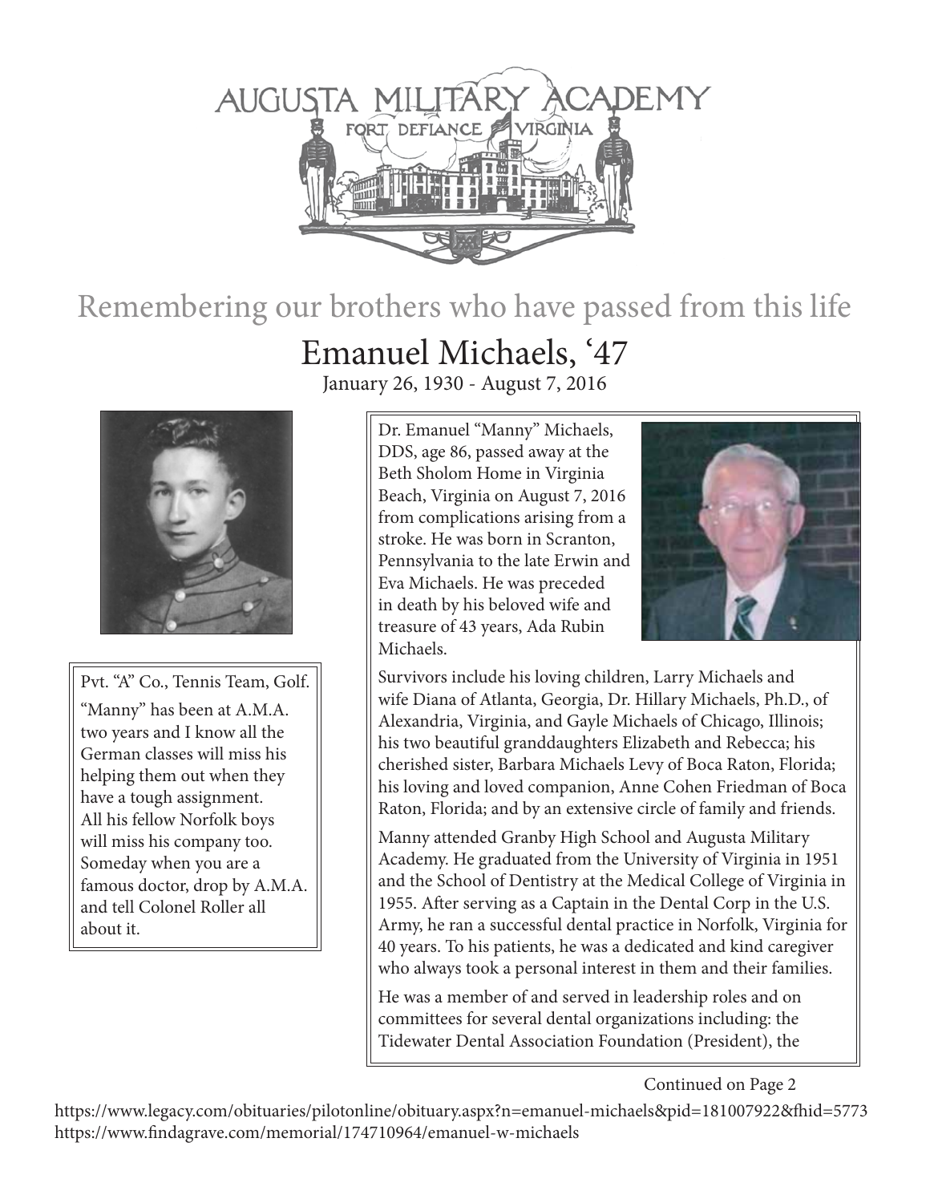# AUGUSTA MILITARY ACADEMY

FORT DEFIANCE VIRGINIA

## Remembering our brothers who have passed from this life

# Emanuel Michaels, '47

January 26, 1930 - August 7, 2016

Pvt. "A" Co., Tennis Team, Golf.

"Manny" has been at A.M.A. two years and I know all the German classes will miss his helping them out when they have a tough assignment. All his fellow Norfolk boys will miss his company too. Someday when you are a famous doctor, drop by A.M.A. and tell Colonel Roller all about it.

Dr. Emanuel "Manny" Michaels, DDS, age 86, passed away at the Beth Sholom Home in Virginia Beach, Virginia on August 7, 2016 from complications arising from a stroke. He was born in Scranton, Pennsylvania to the late Erwin and Eva Michaels. He was preceded in death by his beloved wife and treasure of 43 years, Ada Rubin Michaels.

Survivors include his loving children, Larry Michaels and wife Diana of Atlanta, Georgia, Dr. Hillary Michaels, Ph.D., of Alexandria, Virginia, and Gayle Michaels of Chicago, Illinois; his two beautiful granddaughters Elizabeth and Rebecca; his cherished sister, Barbara Michaels Levy of Boca Raton, Florida; his loving and loved companion, Anne Cohen Friedman of Boca Raton, Florida; and by an extensive circle of family and friends.

Manny attended Granby High School and Augusta Military Academy. He graduated from the University of Virginia in 1951 and the School of Dentistry at the Medical College of Virginia in 1955. After serving as a Captain in the Dental Corp in the U.S. Army, he ran a successful dental practice in Norfolk, Virginia for 40 years. To his patients, he was a dedicated and kind caregiver who always took a personal interest in them and their families.

He was a member of and served in leadership roles and on committees for several dental organizations including: the Tidewater Dental Association Foundation (President), the

Continued on Page 2

https://www.legacy.com/obituaries/pilotonline/obituary.aspx?n=emanuel-michaels&pid=181007922&fhid=5773
https://www.findagrave.com/memorial/174710964/emanuel-w-michaels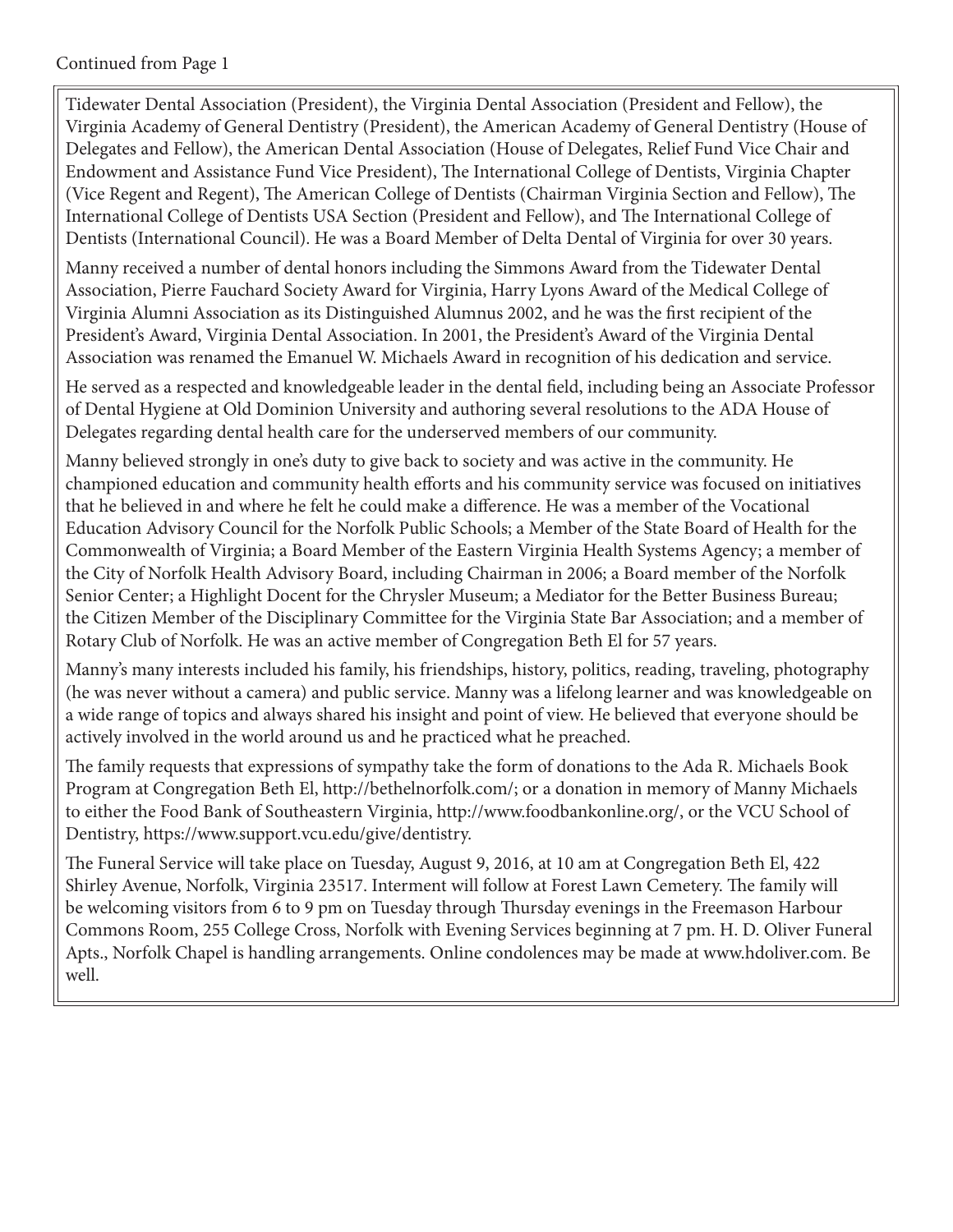Continued from Page 1

Tidewater Dental Association (President), the Virginia Dental Association (President and Fellow), the Virginia Academy of General Dentistry (President), the American Academy of General Dentistry (House of Delegates and Fellow), the American Dental Association (House of Delegates, Relief Fund Vice Chair and Endowment and Assistance Fund Vice President), The International College of Dentists, Virginia Chapter (Vice Regent and Regent), The American College of Dentists (Chairman Virginia Section and Fellow), The International College of Dentists USA Section (President and Fellow), and The International College of Dentists (International Council). He was a Board Member of Delta Dental of Virginia for over 30 years.

Manny received a number of dental honors including the Simmons Award from the Tidewater Dental Association, Pierre Fauchard Society Award for Virginia, Harry Lyons Award of the Medical College of Virginia Alumni Association as its Distinguished Alumnus 2002, and he was the first recipient of the President's Award, Virginia Dental Association. In 2001, the President's Award of the Virginia Dental Association was renamed the Emanuel W. Michaels Award in recognition of his dedication and service.

He served as a respected and knowledgeable leader in the dental field, including being an Associate Professor of Dental Hygiene at Old Dominion University and authoring several resolutions to the ADA House of Delegates regarding dental health care for the underserved members of our community.

Manny believed strongly in one's duty to give back to society and was active in the community. He championed education and community health efforts and his community service was focused on initiatives that he believed in and where he felt he could make a difference. He was a member of the Vocational Education Advisory Council for the Norfolk Public Schools; a Member of the State Board of Health for the Commonwealth of Virginia; a Board Member of the Eastern Virginia Health Systems Agency; a member of the City of Norfolk Health Advisory Board, including Chairman in 2006; a Board member of the Norfolk Senior Center; a Highlight Docent for the Chrysler Museum; a Mediator for the Better Business Bureau; the Citizen Member of the Disciplinary Committee for the Virginia State Bar Association; and a member of Rotary Club of Norfolk. He was an active member of Congregation Beth El for 57 years.

Manny's many interests included his family, his friendships, history, politics, reading, traveling, photography (he was never without a camera) and public service. Manny was a lifelong learner and was knowledgeable on a wide range of topics and always shared his insight and point of view. He believed that everyone should be actively involved in the world around us and he practiced what he preached.

The family requests that expressions of sympathy take the form of donations to the Ada R. Michaels Book Program at Congregation Beth El, http://bethelnorfolk.com/; or a donation in memory of Manny Michaels to either the Food Bank of Southeastern Virginia, http://www.foodbankonline.org/, or the VCU School of Dentistry, https://www.support.vcu.edu/give/dentistry.

The Funeral Service will take place on Tuesday, August 9, 2016, at 10 am at Congregation Beth El, 422 Shirley Avenue, Norfolk, Virginia 23517. Interment will follow at Forest Lawn Cemetery. The family will be welcoming visitors from 6 to 9 pm on Tuesday through Thursday evenings in the Freemason Harbour Commons Room, 255 College Cross, Norfolk with Evening Services beginning at 7 pm. H. D. Oliver Funeral Apts., Norfolk Chapel is handling arrangements. Online condolences may be made at www.hdoliver.com. Be well.